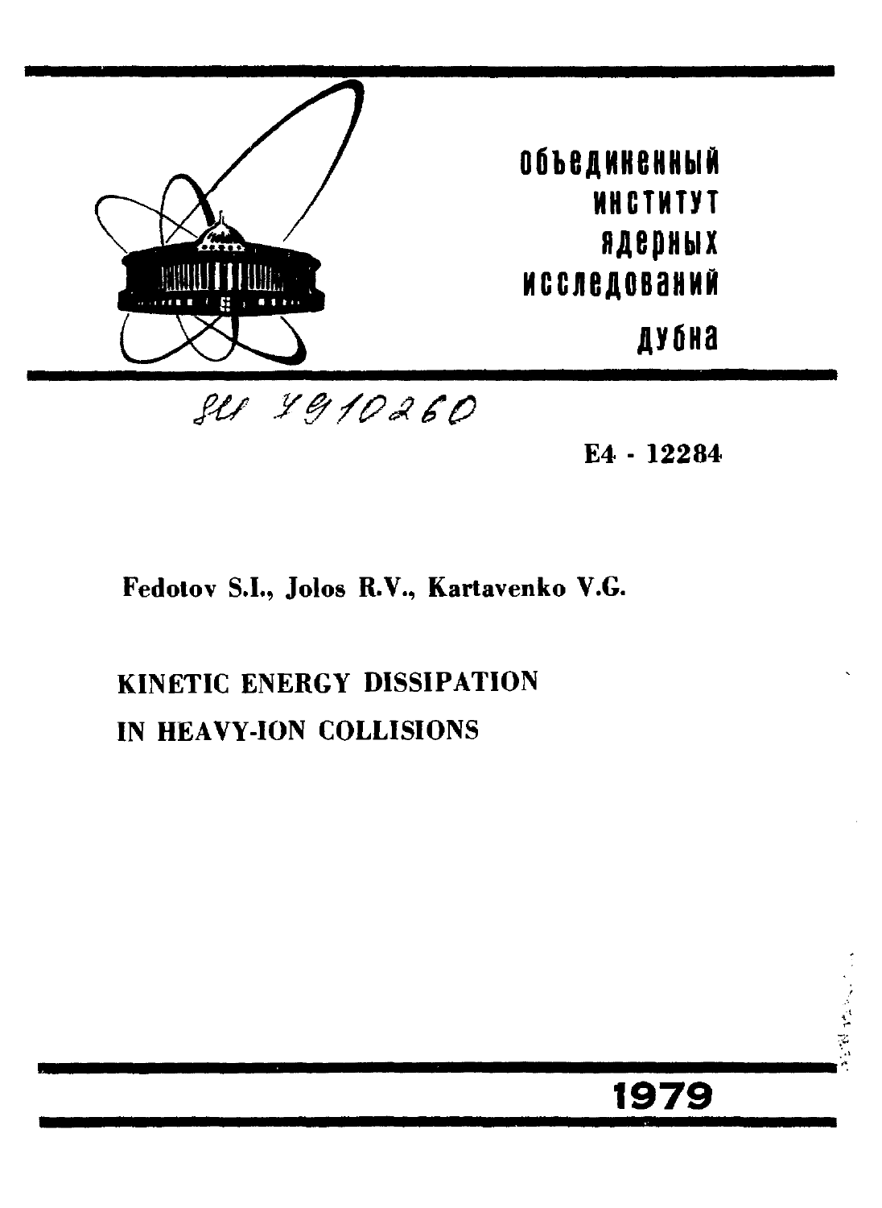объединенный
институт
ядерных
исследований
дубна

SU 7910260

E4 - 12284

**Fedotov S.I., Jolos R.V., Kartavenko V.G.**

# KINETIC ENERGY DISSIPATION IN HEAVY-ION COLLISIONS

1979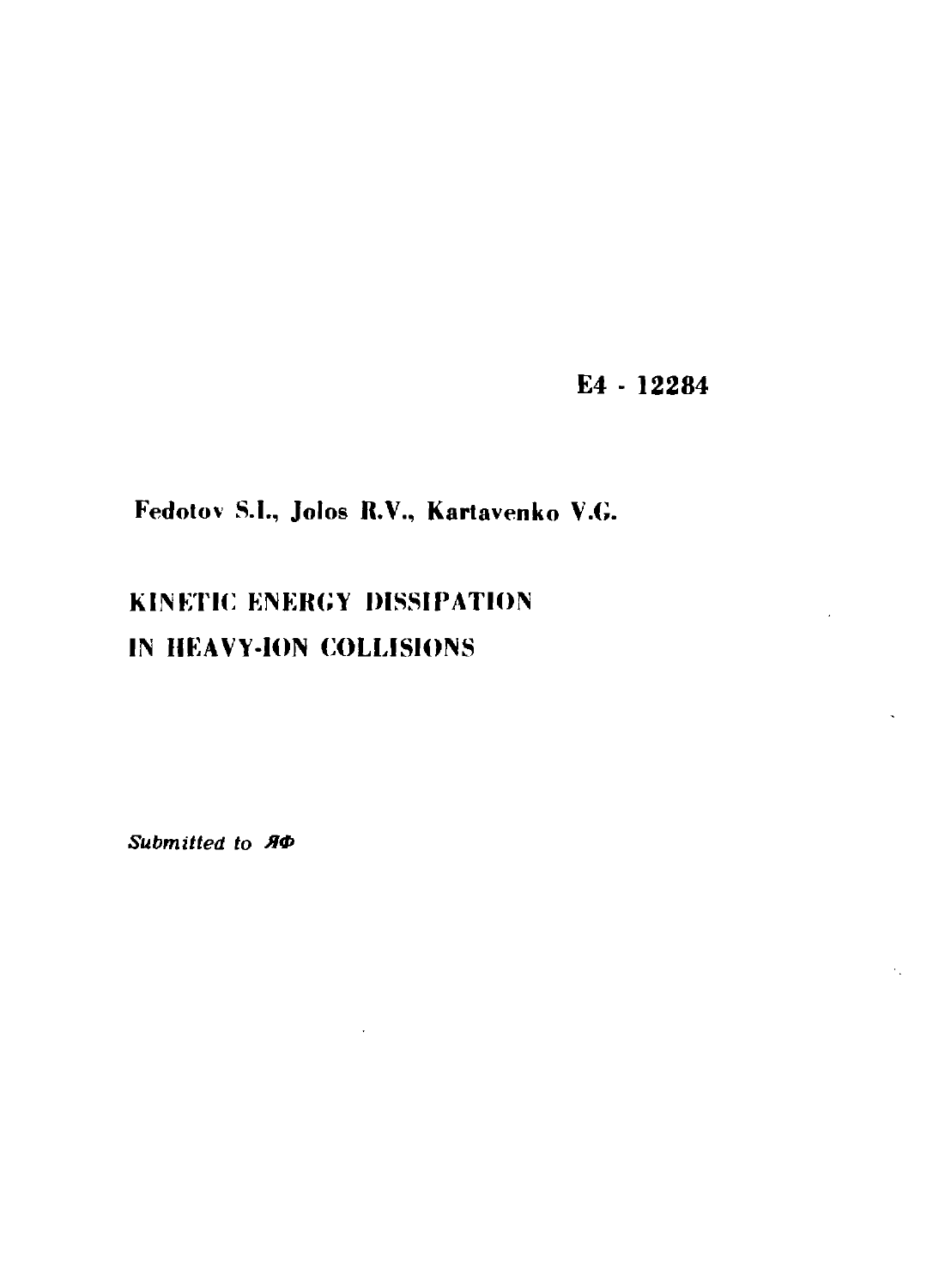E4 - 12284

Fedotov S.I., Jolos R.V., Kartavenko V.G.

# KINETIC ENERGY DISSIPATION IN HEAVY-ION COLLISIONS

*Submitted to ЯФ*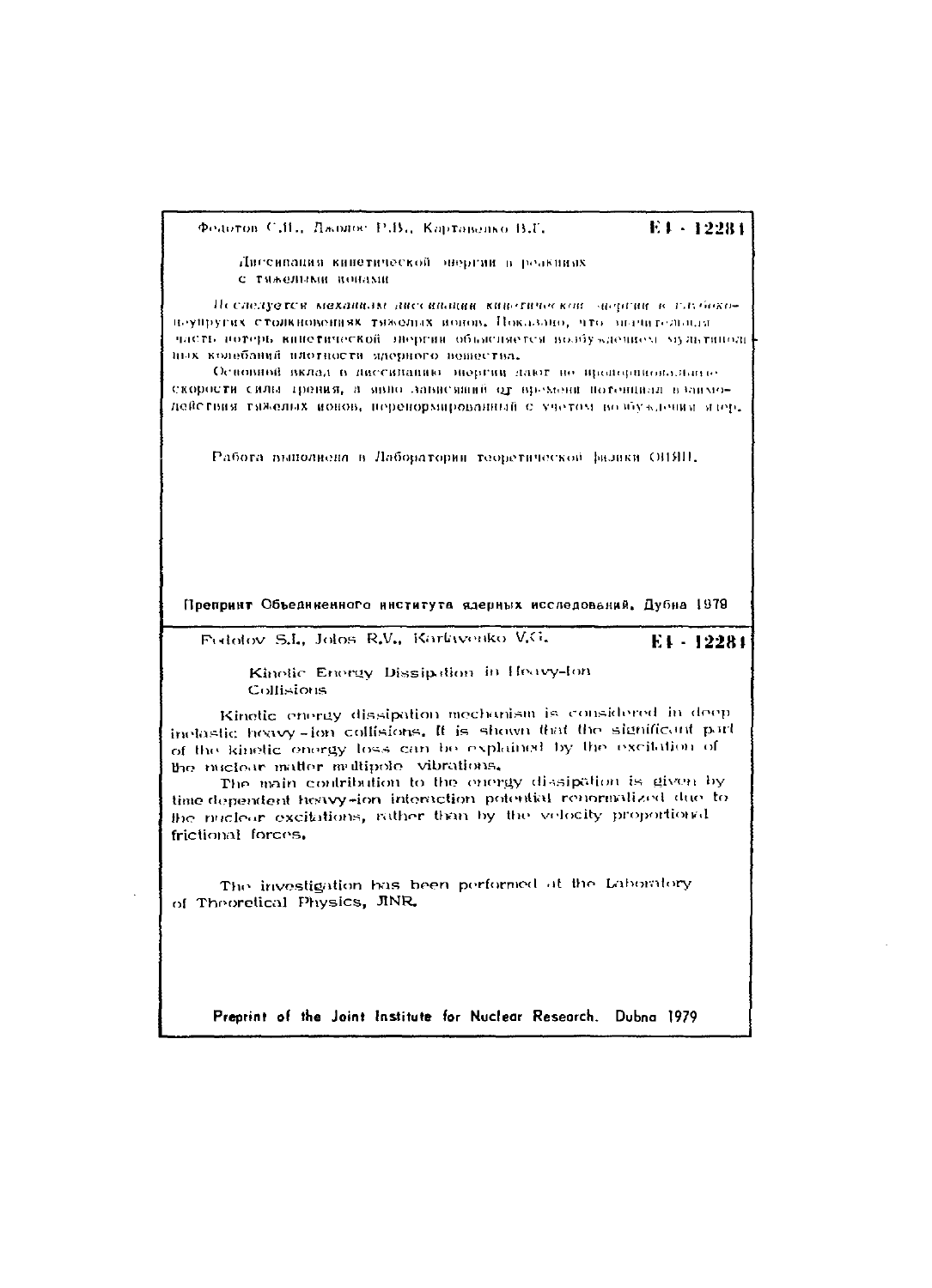Федотов С.Н., Джолос Р.В., Картавенко В.Г. **Е4 - 12281**

Диссипация кинетической энергии в реакциях с тяжелыми ионами

*Исследуется механизм диссипации кинетической энергии в глубоконеупругих столкновениях тяжелых ионов.* Показано, что значительная часть потерь кинетической энергии объясняется возбуждением мультипольных колебаний плотности ядерного вещества.

Основной вклад в диссипацию энергии дают не пропорциональные скорости силы трения, а явно зависящий от времени потенциал взаимодействия тяжелых ионов, перенормированный с учетом возбуждения ядер.

Работа выполнена в Лаборатории теоретической физики ОИЯИ.

**Препринт Объединенного института ядерных исследований. Дубна 1979**

Fedotov S.I., Jolos R.V., Kartavenko V.G. **E4 - 12281**

Kinetic Energy Dissipation in Heavy-Ion Collisions

Kinetic energy dissipation mechanism is considered in deep inelastic heavy-ion collisions. It is shown that the significant part of the kinetic energy loss can be explained by the excitation of the nuclear matter multipole vibrations.

The main contribution to the energy dissipation is given by time dependent heavy-ion interaction potential renormalized due to the nuclear excitations, rather than by the velocity proportional frictional forces.

The investigation has been performed at the Laboratory of Theoretical Physics, JINR.

**Preprint of the Joint Institute for Nuclear Research. Dubna 1979**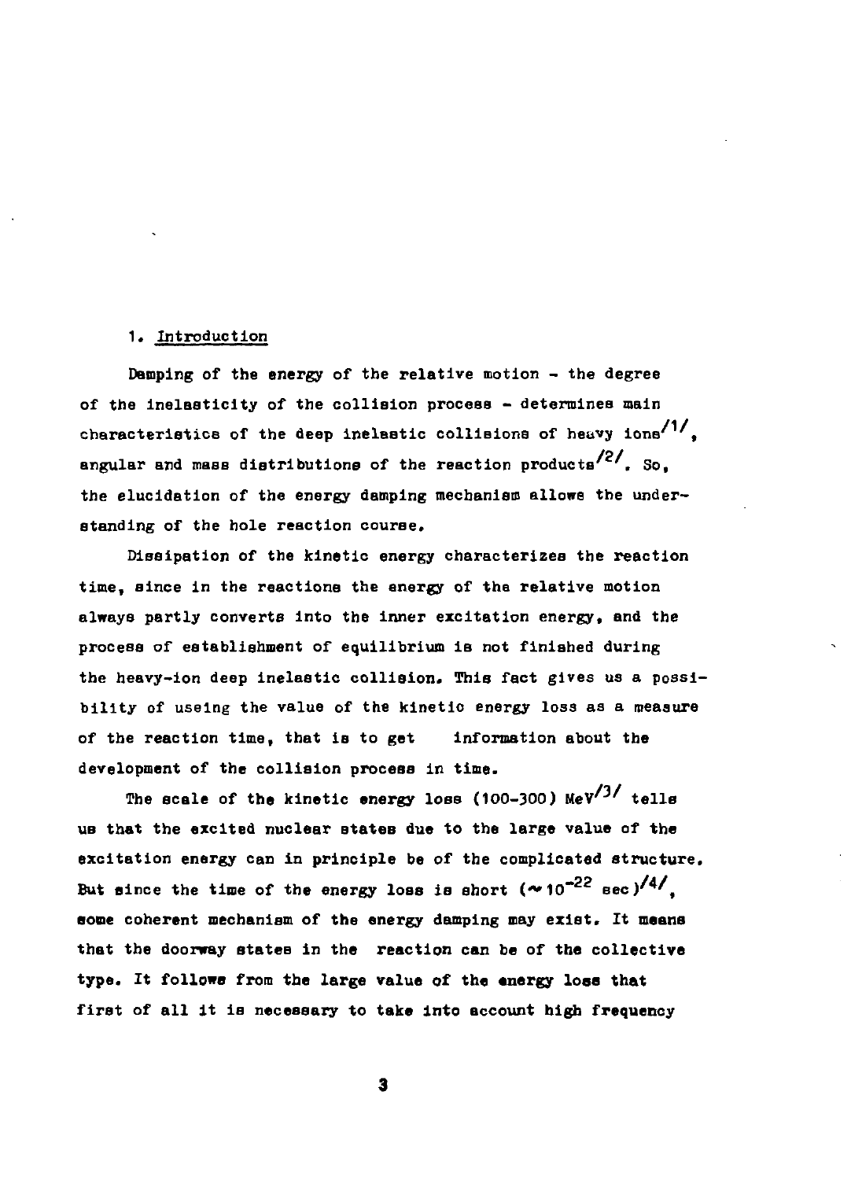## 1. Introduction

Damping of the energy of the relative motion - the degree of the inelasticity of the collision process - determines main characteristics of the deep inelastic collisions of heavy ions[1], angular and mass distributions of the reaction products[2]. So, the elucidation of the energy damping mechanism allows the understanding of the hole reaction course.

Dissipation of the kinetic energy characterizes the reaction time, since in the reactions the energy of the relative motion always partly converts into the inner excitation energy, and the process of establishment of equilibrium is not finished during the heavy-ion deep inelastic collision. This fact gives us a possibility of useing the value of the kinetic energy loss as a measure of the reaction time, that is to get information about the development of the collision process in time.

The scale of the kinetic energy loss (100-300) MeV[3] tells us that the excited nuclear states due to the large value of the excitation energy can in principle be of the complicated structure. But since the time of the energy loss is short ($\sim 10^{-22}$ sec)[4], some coherent mechanism of the energy damping may exist. It means that the doorway states in the reaction can be of the collective type. It follows from the large value of the energy loss that first of all it is necessary to take into account high frequency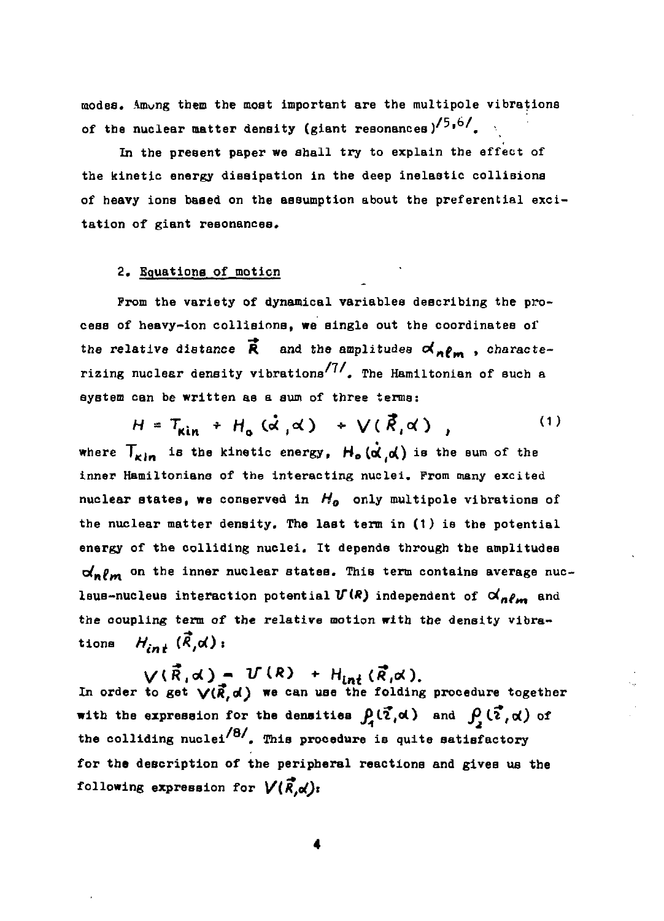modes. Among them the most important are the multipole vibrations of the nuclear matter density (giant resonances)[5,6].

In the present paper we shall try to explain the effect of the kinetic energy dissipation in the deep inelastic collisions of heavy ions based on the assumption about the preferential excitation of giant resonances.

## 2. Equations of motion

From the variety of dynamical variables describing the process of heavy-ion collisions, we single out the coordinates of the relative distance $\vec{R}$ and the amplitudes $\alpha_{n\ell m}$, characterizing nuclear density vibrations[7]. The Hamiltonian of such a system can be written as a sum of three terms:

$$H = T_{kin} + H_o(\dot{\alpha},\alpha) + V(\vec{R},\alpha) \; , \tag{1}$$

where $T_{kin}$ is the kinetic energy, $H_o(\dot{\alpha},\alpha)$ is the sum of the inner Hamiltonians of the interacting nuclei. From many excited nuclear states, we conserved in $H_o$ only multipole vibrations of the nuclear matter density. The last term in (1) is the potential energy of the colliding nuclei. It depends through the amplitudes $\alpha_{n\ell m}$ on the inner nuclear states. This term contains average nucleus-nucleus interaction potential $U(R)$ independent of $\alpha_{n\ell m}$ and the coupling term of the relative motion with the density vibrations $H_{int}(\vec{R},\alpha)$:

$$V(\vec{R},\alpha) = U(R) + H_{int}(\vec{R},\alpha).$$

In order to get $V(\vec{R},\alpha)$ we can use the folding procedure together with the expression for the densities $\rho_1(\vec{r},\alpha)$ and $\rho_2(\vec{r},\alpha)$ of the colliding nuclei[8]. This procedure is quite satisfactory for the description of the peripheral reactions and gives us the following expression for $V(\vec{R},\alpha)$: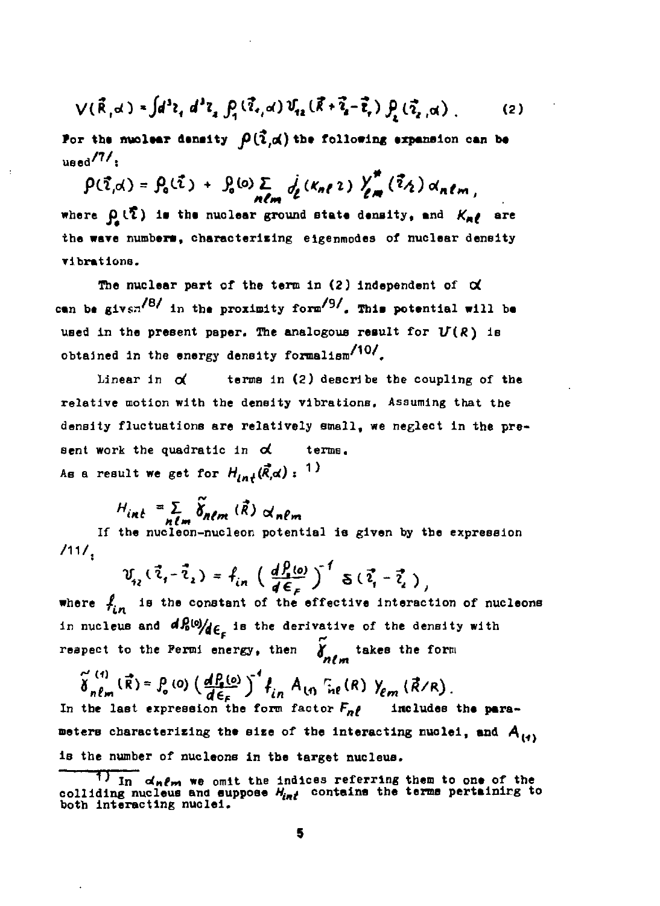$$V(\vec{R},\alpha) = \int d^3 r_1\, d^3 r_2\, \rho_1(\vec{r}_1,\alpha)\, \mathcal{V}_{12}(\vec{R}+\vec{r}_2-\vec{r}_1)\, \rho_2(\vec{r}_2,\alpha) . \qquad (2)$$

For the nuclear density $\rho(\vec{r},\alpha)$ the following expansion can be used/7/:

$$\rho(\vec{r},\alpha) = \rho_0(\vec{r}) + \rho_0(0) \sum_{n\ell m} j_\ell(\kappa_{n\ell} r)\, Y^*_{\ell m}(\vec{r}/r)\, \alpha_{n\ell m} ,$$

where $\rho_0(\vec{r})$ is the nuclear ground state density, and $\kappa_{n\ell}$ are the wave numbers, characterizing eigenmodes of nuclear density vibrations.

The nuclear part of the term in (2) independent of $\alpha$ can be given/8/ in the proximity form/9/. This potential will be used in the present paper. The analogous result for $U(R)$ is obtained in the energy density formalism/10/.

Linear in $\alpha$ terms in (2) describe the coupling of the relative motion with the density vibrations. Assuming that the density fluctuations are relatively small, we neglect in the present work the quadratic in $\alpha$ terms.
As a result we get for $H_{int}(\vec{R},\alpha)$: [1]

$$H_{int} = \sum_{n\ell m} \tilde{\gamma}_{n\ell m}(\vec{R})\, \alpha_{n\ell m}$$

If the nucleon-nucleon potential is given by the expression /11/:

$$\mathcal{V}_{12}(\vec{r}_1-\vec{r}_2) = f_{in} \left( \frac{d\rho_0(0)}{d\epsilon_F} \right)^{-1} \delta(\vec{r}_1-\vec{r}_2) ,$$

where $f_{in}$ is the constant of the effective interaction of nucleons in nucleus and $d\rho_0(0)/d\epsilon_F$ is the derivative of the density with respect to the Fermi energy, then $\tilde{\gamma}_{n\ell m}$ takes the form

$$\tilde{\gamma}^{(1)}_{n\ell m}(\vec{R}) = \rho_0(0) \left( \frac{d\rho_0(0)}{d\epsilon_F} \right)^{-1} f_{in}\, A_{(1)}\, F_{n\ell}(R)\, Y_{\ell m}(\vec{R}/R) .$$

In the last expression the form factor $F_{n\ell}$ includes the parameters characterizing the size of the interacting nuclei, and $A_{(1)}$ is the number of nucleons in the target nucleus.

---

[1] In $\alpha_{n\ell m}$ we omit the indices referring them to one of the colliding nucleus and suppose $H_{int}$ contains the terms pertaining to both interacting nuclei.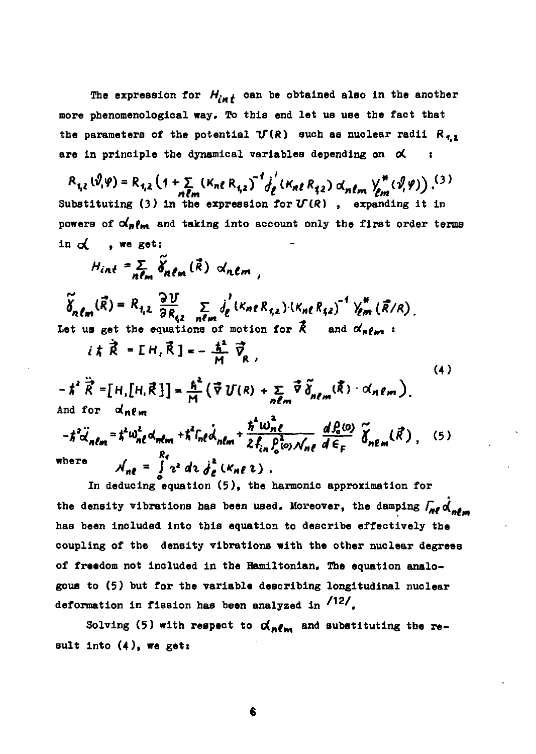The expression for $H_{int}$ can be obtained also in the another more phenomenological way. To this end let us use the fact that the parameters of the potential $U(R)$ such as nuclear radii $R_{1,2}$ are in principle the dynamical variables depending on $\alpha$ :

$$R_{1,2}(\vartheta,\varphi) = R_{1,2}\left(1 + \sum_{n\ell m} (K_{n\ell} R_{1,2})^{-1} j_\ell'(K_{n\ell} R_{1,2})\, \alpha_{n\ell m}\, Y_{\ell m}^*(\vartheta,\varphi)\right). \quad (3)$$

Substituting (3) in the expression for $U(R)$ , expanding it in powers of $\alpha_{n\ell m}$ and taking into account only the first order terms in $\alpha$ , we get:

$$H_{int} = \sum_{n\ell m} \tilde{\gamma}_{n\ell m}(\vec{R})\, \alpha_{n\ell m}\,,$$

$$\tilde{\gamma}_{n\ell m}(\vec{R}) = R_{1,2} \frac{\partial U}{\partial R_{1,2}} \sum_{n\ell m} j_\ell'(K_{n\ell} R_{1,2}) \cdot (K_{n\ell} R_{1,2})^{-1}\, Y_{\ell m}^*(\vec{R}/R).$$

Let us get the equations of motion for $\vec{R}$ and $\alpha_{n\ell m}$ :

$$i\hbar \dot{\vec{R}} = [H,\vec{R}] = -\frac{\hbar^2}{M} \vec{\nabla}_R\,,$$

$$-\hbar^2 \ddot{\vec{R}} = [H,[H,\vec{R}]] = \frac{\hbar^2}{M}\left(\vec{\nabla} U(R) + \sum_{n\ell m} \vec{\nabla} \tilde{\gamma}_{n\ell m}(\vec{R}) \cdot \alpha_{n\ell m}\right). \quad (4)$$

And for $\alpha_{n\ell m}$

$$-\hbar^2 \ddot{\alpha}_{n\ell m} = \hbar^2 \omega_{n\ell}^2 \alpha_{n\ell m} + \hbar^2 \Gamma_{n\ell} \dot{\alpha}_{n\ell m} + \frac{\hbar^2 \omega_{n\ell}^2}{2 f_{in} \rho_0^2(0) \mathcal{N}_{n\ell}} \frac{d\rho_0(0)}{d\epsilon_F} \tilde{\gamma}_{n\ell m}(\vec{R})\,, \quad (5)$$

where $\quad \mathcal{N}_{n\ell} = \int_0^{R_1} r^2\, dr\, j_\ell^2(K_{n\ell} r)$ .

In deducing equation (5), the harmonic approximation for the density vibrations has been used. Moreover, the damping $\Gamma_{n\ell} \dot{\alpha}_{n\ell m}$ has been included into this equation to describe effectively the coupling of the density vibrations with the other nuclear degrees of freedom not included in the Hamiltonian. The equation analogous to (5) but for the variable describing longitudinal nuclear deformation in fission has been analyzed in /12/.

Solving (5) with respect to $\alpha_{n\ell m}$ and substituting the result into (4), we get: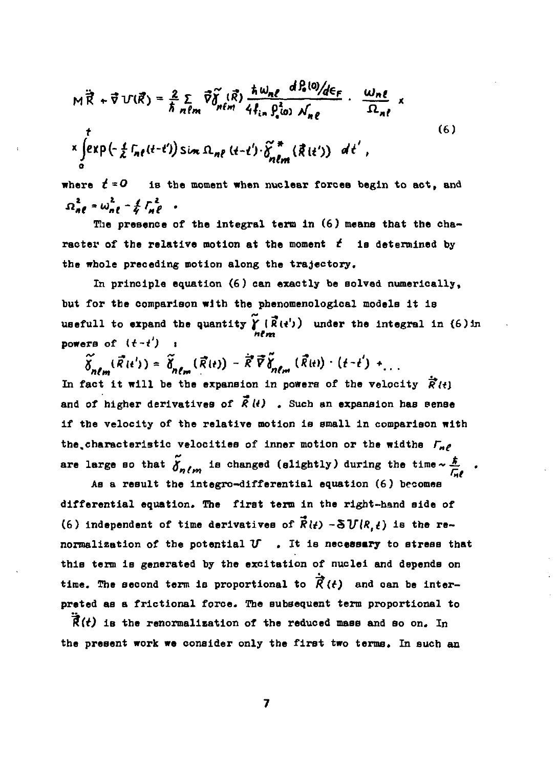$$
M\ddot{\vec{R}} + \vec{\nabla} U(\vec{R}) = \frac{2}{\hbar} \sum_{n\ell m} \vec{\nabla}\tilde{\gamma}_{n\ell m}(\vec{R}) \frac{\hbar \omega_{n\ell}}{4 f_{in} \rho_o^2(0)} \frac{d\rho_o(0)/d\epsilon_F}{\mathcal{N}_{n\ell}} \cdot \frac{\omega_{n\ell}}{\Omega_{n\ell}} \times
$$

$$
\times \int_0^t \exp\left(-\tfrac{1}{2}\Gamma_{n\ell}(t-t')\right) \sin \Omega_{n\ell}(t-t') \cdot \tilde{\gamma}^{*}_{n\ell m}(\vec{R}(t'))\, dt' , \tag{6}
$$

where $t=0$ is the moment when nuclear forces begin to act, and $\Omega^2_{n\ell} = \omega^2_{n\ell} - \frac{1}{4}\Gamma^2_{n\ell}$ .

The presence of the integral term in (6) means that the character of the relative motion at the moment $t$ is determined by the whole preceding motion along the trajectory.

In principle equation (6) can exactly be solved numerically, but for the comparison with the phenomenological models it is usefull to expand the quantity $\tilde{\gamma}_{n\ell m}(\vec{R}(t'))$ under the integral in (6) in powers of $(t-t')$ :

$$
\tilde{\gamma}_{n\ell m}(\vec{R}(t')) = \tilde{\gamma}_{n\ell m}(\vec{R}(t)) - \dot{\vec{R}}\vec{\nabla}\tilde{\gamma}_{n\ell m}(\vec{R}(t)) \cdot (t-t') + \ldots
$$

In fact it will be the expansion in powers of the velocity $\dot{\vec{R}}(t)$ and of higher derivatives of $\vec{R}(t)$ . Such an expansion has sense if the velocity of the relative motion is small in comparison with the characteristic velocities of inner motion or the widths $\Gamma_{n\ell}$ are large so that $\tilde{\gamma}_{n\ell m}$ is changed (slightly) during the time $\sim \frac{\hbar}{\Gamma_{n\ell}}$ .

As a result the integro-differential equation (6) becomes differential equation. The first term in the right-hand side of (6) independent of time derivatives of $\vec{R}(t)$ $-\delta U(R,t)$ is the renormalization of the potential $U$ . It is necessary to stress that this term is generated by the excitation of nuclei and depends on time. The second term is proportional to $\dot{\vec{R}}(t)$ and can be interpreted as a frictional force. The subsequent term proportional to $\ddot{\vec{R}}(t)$ is the renormalization of the reduced mass and so on. In the present work we consider only the first two terms. In such an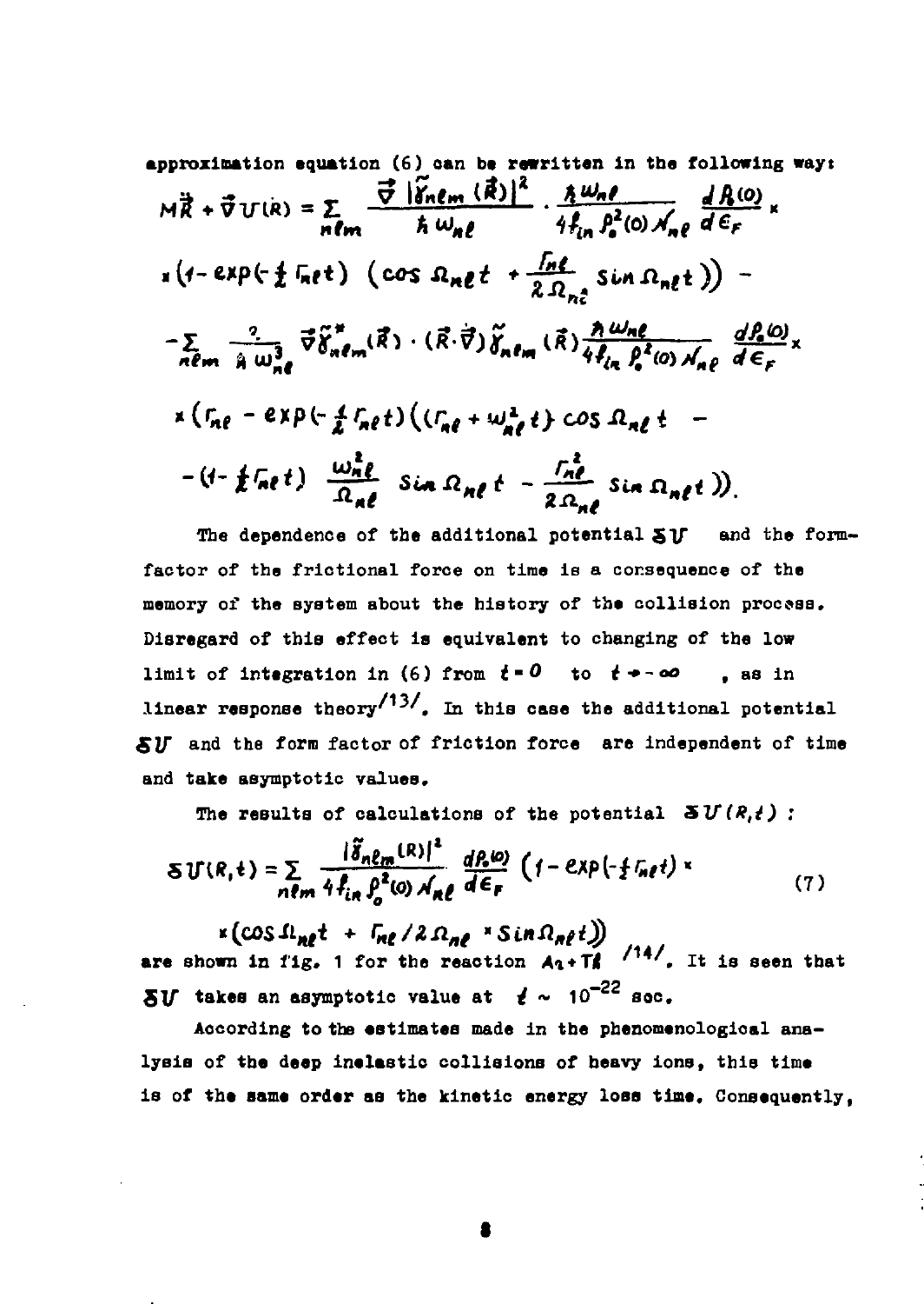approximation equation (6) can be rewritten in the following way:

$$
M\ddot{\vec{R}} + \vec{\nabla} U(R) = \sum_{n\ell m} \frac{\vec{\nabla}\,|\tilde{\gamma}_{n\ell m}(\vec{R})|^2}{\hbar\,\omega_{n\ell}} \cdot \frac{\hbar\,\omega_{n\ell}}{4 f_{in}\, \rho_0^2(0)\, \mathcal{N}_{n\ell}} \frac{d\rho_0(0)}{d\epsilon_F} \times
$$

$$
\times \left(1 - \exp(-\tfrac{1}{2}\Gamma_{n\ell} t)\ \left(\cos \Omega_{n\ell} t + \frac{\Gamma_{n\ell}}{2\Omega_{n\ell}} \sin \Omega_{n\ell} t\right)\right) -
$$

$$
- \sum_{n\ell m} \frac{2}{\hbar\,\omega_{n\ell}^3} \vec{\nabla} \tilde{\gamma}^*_{n\ell m}(\vec{R}) \cdot (\vec{R}\cdot\vec{\nabla})\, \tilde{\gamma}_{n\ell m}(\vec{R}) \frac{\hbar\,\omega_{n\ell}}{4 f_{in}\, \rho_0^2(0)\, \mathcal{N}_{n\ell}} \frac{d\rho_0(0)}{d\epsilon_F} \times
$$

$$
\times \left(\Gamma_{n\ell} - \exp(-\tfrac{1}{2}\Gamma_{n\ell} t)\left((\Gamma_{n\ell} + \omega_{n\ell}^2 t) \cos \Omega_{n\ell} t\ - \right.\right.
$$

$$
\left.\left. - (1 - \tfrac{1}{2}\Gamma_{n\ell} t)\ \frac{\omega_{n\ell}^2}{\Omega_{n\ell}}\ \sin \Omega_{n\ell} t\ - \frac{\Gamma_{n\ell}^2}{2\Omega_{n\ell}} \sin \Omega_{n\ell} t\ \right)\right).
$$

The dependence of the additional potential $\delta U$ and the form-factor of the frictional force on time is a consequence of the memory of the system about the history of the collision process. Disregard of this effect is equivalent to changing of the low limit of integration in (6) from $t = 0$ to $t \to -\infty$, as in linear response theory [13]. In this case the additional potential $\delta U$ and the form factor of friction force are independent of time and take asymptotic values.

The results of calculations of the potential $\delta U(R,t)$ :

$$
\delta U(R,t) = \sum_{n\ell m} \frac{|\tilde{\gamma}_{n\ell m}(R)|^2}{4 f_{in}\, \rho_0^2(0)\, \mathcal{N}_{n\ell}} \frac{d\rho_0(0)}{d\epsilon_F} \left(1 - \exp(-\tfrac{1}{2}\Gamma_{n\ell} t) \times \right. \tag{7}
$$

$$
\left. \times (\cos \Omega_{n\ell} t\ +\ \Gamma_{n\ell}/2\Omega_{n\ell} \times \sin \Omega_{n\ell} t)\right)
$$

are shown in fig. 1 for the reaction Ar+Th [14]. It is seen that $\delta U$ takes an asymptotic value at $t \sim 10^{-22}$ sec.

According to the estimates made in the phenomenological analysis of the deep inelastic collisions of heavy ions, this time is of the same order as the kinetic energy loss time. Consequently,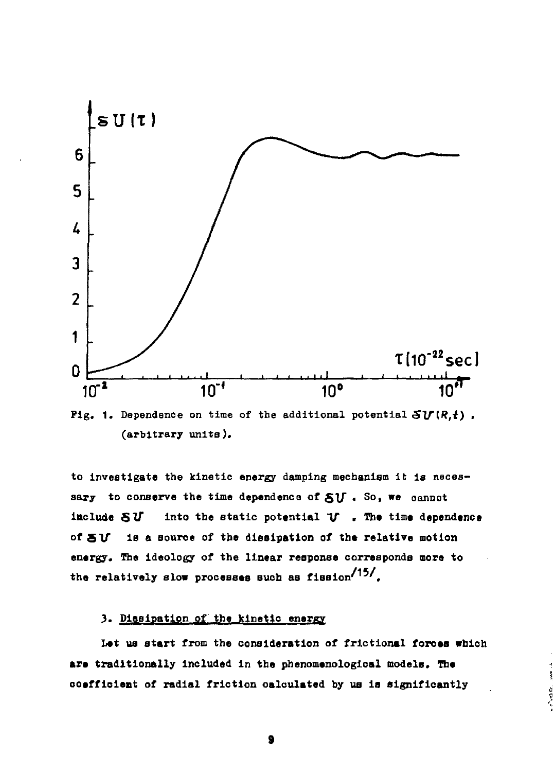Fig. 1. Dependence on time of the additional potential $\delta U(R,t)$ . (arbitrary units).

to investigate the kinetic energy damping mechanism it is necessary to conserve the time dependence of $\delta U$ . So, we cannot include $\delta U$ into the static potential $U$ . The time dependence of $\delta U$ is a source of the dissipation of the relative motion energy. The ideology of the linear response corresponds more to the relatively slow processes such as fission[15].

### 3. Dissipation of the kinetic energy

Let us start from the consideration of frictional forces which are traditionally included in the phenomenological models. The coefficient of radial friction calculated by us is significantly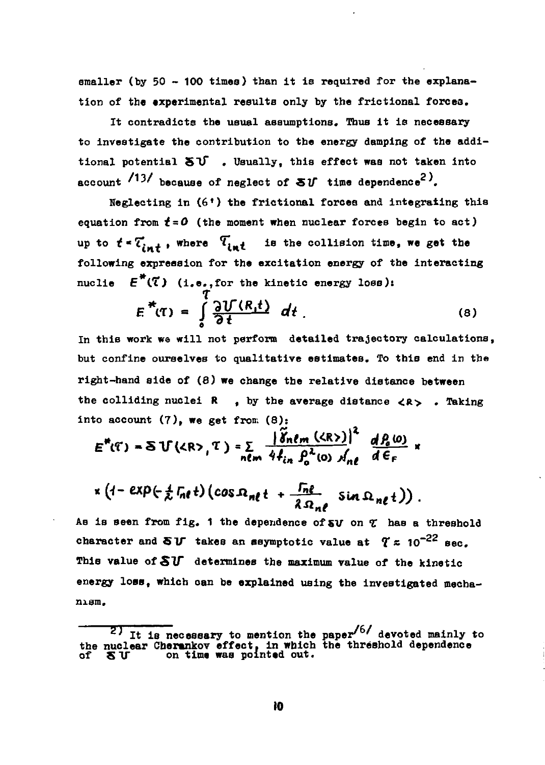smaller (by 50 - 100 times) than it is required for the explanation of the experimental results only by the frictional forces.

It contradicts the usual assumptions. Thus it is necessary to investigate the contribution to the energy damping of the additional potential $\delta U$. Usually, this effect was not taken into account /13/ because of neglect of $\delta U$ time dependence[2].

Neglecting in (6') the frictional forces and integrating this equation from $t=0$ (the moment when nuclear forces begin to act) up to $t=\tau_{int}$, where $\tau_{int}$ is the collision time, we get the following expression for the excitation energy of the interacting nuclei $E^*(\tau)$ (i.e., for the kinetic energy loss):

$$E^*(\tau) = \int_0^{\tau} \frac{\partial U(R,t)}{\partial t}\, dt . \tag{8}$$

In this work we will not perform detailed trajectory calculations, but confine ourselves to qualitative estimates. To this end in the right-hand side of (8) we change the relative distance between the colliding nuclei $R$, by the average distance $\langle R \rangle$. Taking into account (7), we get from (8):

$$E^*(\tau) = \delta U(\langle R\rangle, \tau) = \sum_{n\ell m} \frac{|\tilde{\gamma}_{n\ell m}(\langle R\rangle)|^2}{4 f_{in}\, \rho_0^2(0)\, \mathcal{N}_{n\ell}} \frac{d\rho_0(0)}{d\epsilon_F} \times$$

$$\times \left(1 - \exp\left(-\tfrac{1}{2}\Gamma_{n\ell} t\right)\left(\cos\Omega_{n\ell} t + \frac{\Gamma_{n\ell}}{2\Omega_{n\ell}} \sin\Omega_{n\ell} t\right)\right).$$

As is seen from fig. 1 the dependence of $\delta U$ on $\tau$ has a threshold character and $\delta U$ takes an asymptotic value at $\tau \approx 10^{-22}$ sec. This value of $\delta U$ determines the maximum value of the kinetic energy loss, which can be explained using the investigated mechanism.

---

[2] It is necessary to mention the paper /6/ devoted mainly to the nuclear Cherenkov effect, in which the threshold dependence of $\delta U$ on time was pointed out.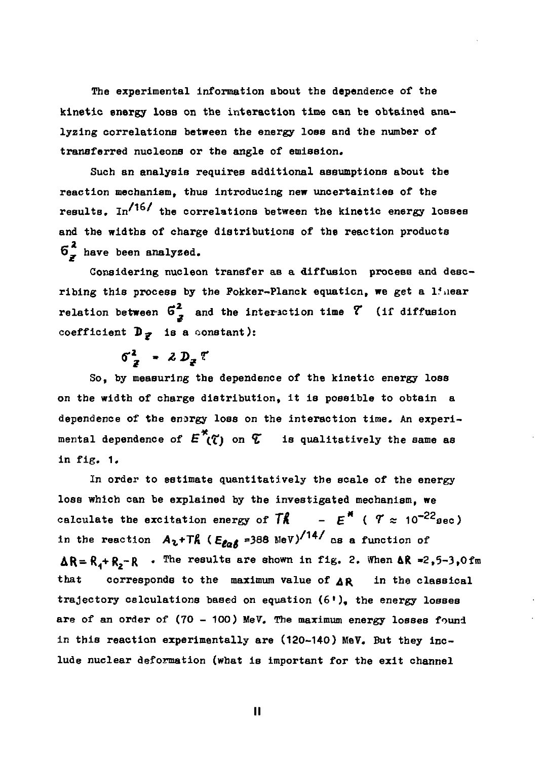The experimental information about the dependence of the kinetic energy loss on the interaction time can be obtained analyzing correlations between the energy loss and the number of transferred nucleons or the angle of emission.

Such an analysis requires additional assumptions about the reaction mechanism, thus introducing new uncertainties of the results. In[16] the correlations between the kinetic energy losses and the widths of charge distributions of the reaction products $\sigma_Z^2$ have been analyzed.

Considering nucleon transfer as a diffusion process and describing this process by the Fokker-Planck equation, we get a linear relation between $\sigma_Z^2$ and the interaction time $\tau$ (if diffusion coefficient $D_Z$ is a constant):

$$\sigma_Z^2 = 2 D_Z \tau$$

So, by measuring the dependence of the kinetic energy loss on the width of charge distribution, it is possible to obtain a dependence of the energy loss on the interaction time. An experimental dependence of $E^*(\tau)$ on $\tau$ is qualitatively the same as in fig. 1.

In order to estimate quantitatively the scale of the energy loss which can be explained by the investigated mechanism, we calculate the excitation energy of $Th$ – $E^*$ ( $\tau \approx 10^{-22}$sec) in the reaction $Ar+Th$ ( $E_{lab}$ =388 MeV)[14] as a function of $\Delta R = R_1 + R_2 - R$ . The results are shown in fig. 2. When $\Delta R$ =2,5-3,0 fm that corresponds to the maximum value of $\Delta R$ in the classical trajectory calculations based on equation (6'), the energy losses are of an order of (70 – 100) MeV. The maximum energy losses found in this reaction experimentally are (120-140) MeV. But they include nuclear deformation (what is important for the exit channel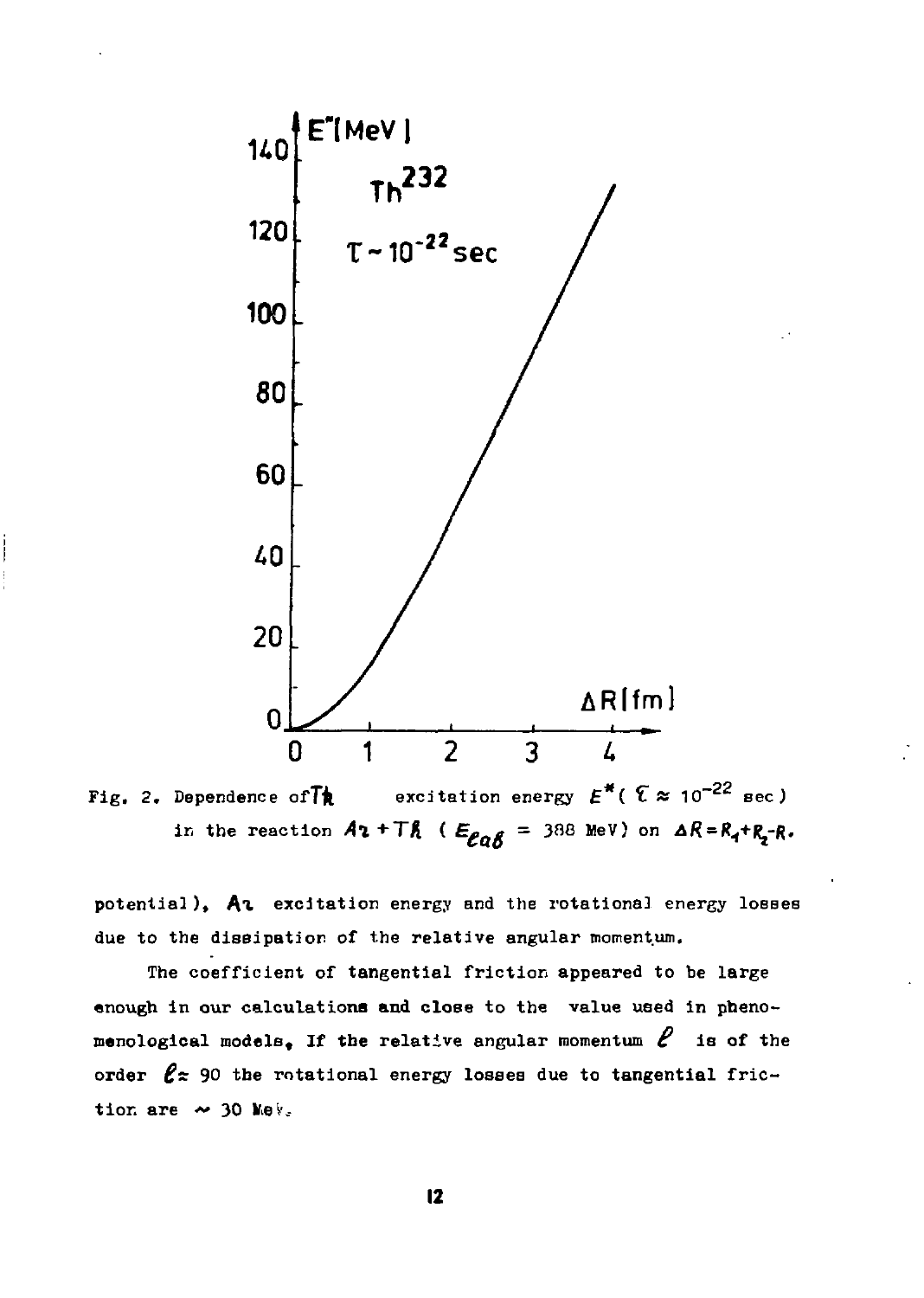Fig. 2. Dependence of Th excitation energy $E^*$ ( $\tau \approx 10^{-22}$ sec) in the reaction Ar + Th ( $E_{lab}$ = 388 MeV) on $\Delta R = R_1 + R_2 - R$.

potential), Ar excitation energy and the rotational energy losses due to the dissipation of the relative angular momentum.

The coefficient of tangential friction appeared to be large enough in our calculations and close to the value used in phenomenological models. If the relative angular momentum $\ell$ is of the order $\ell \approx 90$ the rotational energy losses due to tangential friction are $\sim 30$ MeV.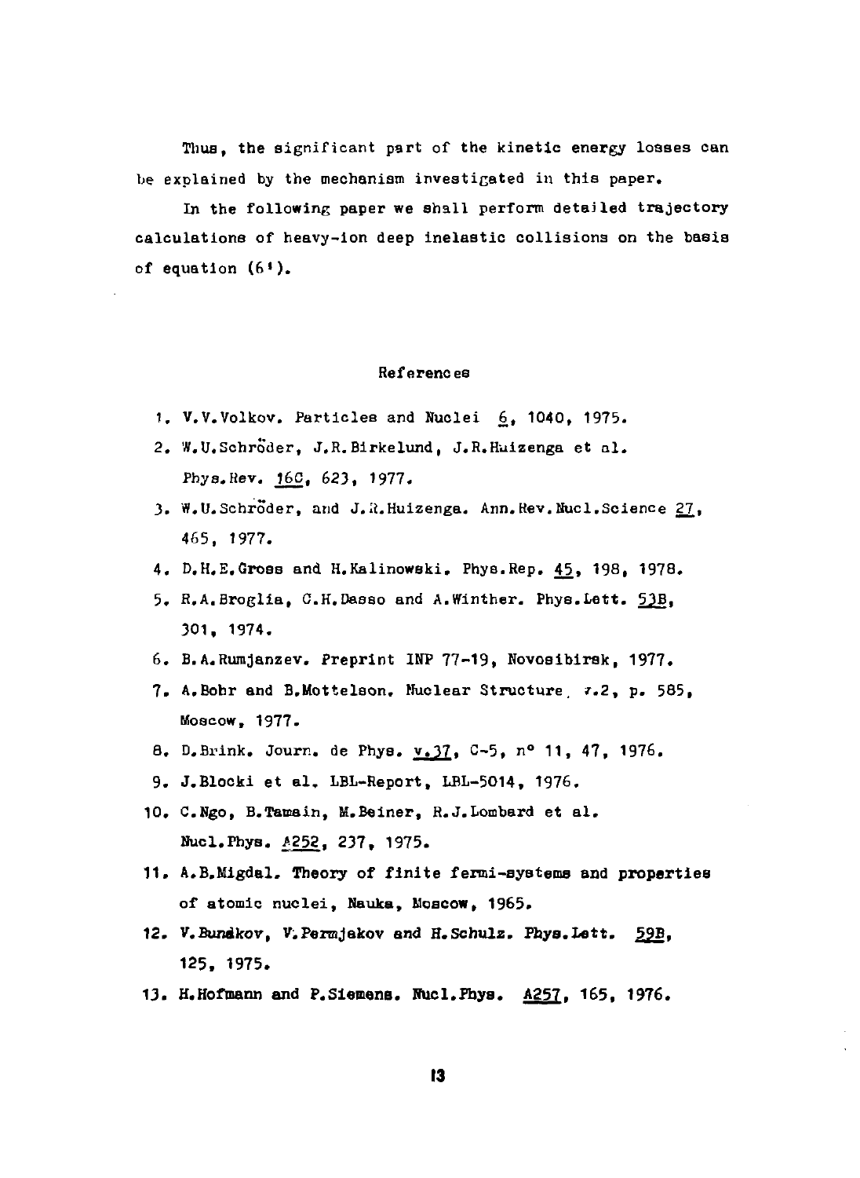Thus, the significant part of the kinetic energy losses can be explained by the mechanism investigated in this paper.

In the following paper we shall perform detailed trajectory calculations of heavy-ion deep inelastic collisions on the basis of equation (6').

## References

1. V.V.Volkov. Particles and Nuclei 6, 1040, 1975.
2. W.U.Schröder, J.R.Birkelund, J.R.Huizenga et al. Phys.Rev. 16C, 623, 1977.
3. W.U.Schröder, and J.R.Huizenga. Ann.Rev.Nucl.Science 27, 465, 1977.
4. D.H.E.Gross and H.Kalinowski. Phys.Rep. 45, 198, 1978.
5. R.A.Broglia, C.H.Dasso and A.Winther. Phys.Lett. 53B, 301, 1974.
6. B.A.Rumjanzev. Preprint INP 77-19, Novosibirsk, 1977.
7. A.Bohr and B.Mottelson. Nuclear Structure, v.2, p. 585, Moscow, 1977.
8. D.Brink. Journ. de Phys. v.37, C-5, n° 11, 47, 1976.
9. J.Blocki et al. LBL-Report, LBL-5014, 1976.
10. C.Ngo, B.Tamain, M.Beiner, R.J.Lombard et al. Nucl.Phys. A252, 237, 1975.
11. A.B.Migdal. Theory of finite fermi-systems and properties of atomic nuclei, Nauka, Moscow, 1965.
12. V.Bunakov, V.Permjakov and H.Schulz. Phys.Lett. 59B, 125, 1975.
13. H.Hofmann and P.Siemens. Nucl.Phys. A257, 165, 1976.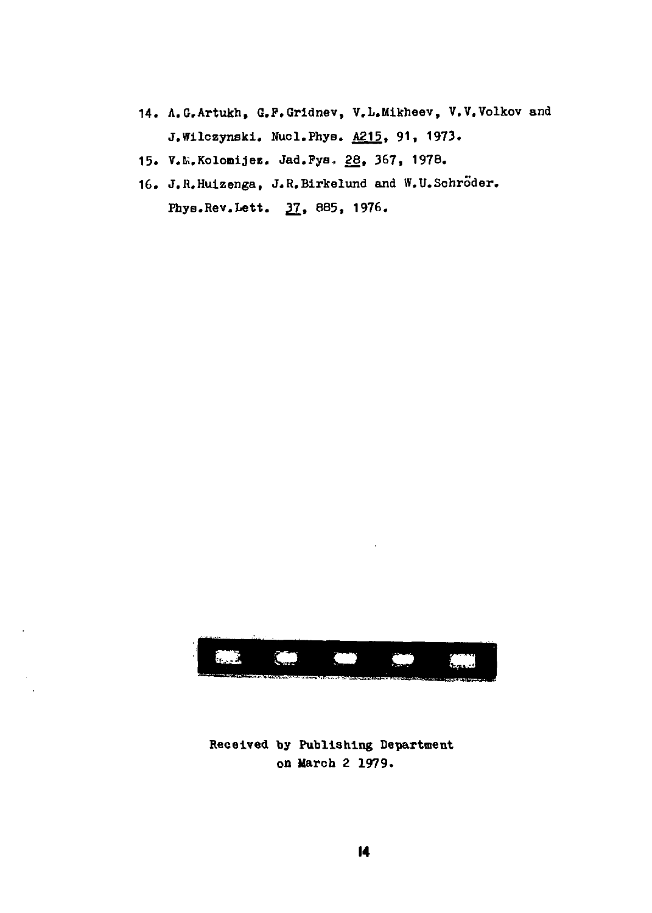14. A.G.Artukh, G.F.Gridnev, V.L.Mikheev, V.V.Volkov and J.Wilczynski. Nucl.Phys. A215, 91, 1973.
15. V.M.Kolomijez. Jad.Fys. 28, 367, 1978.
16. J.R.Huizenga, J.R.Birkelund and W.U.Schröder. Phys.Rev.Lett. 37, 885, 1976.

Received by Publishing Department on March 2 1979.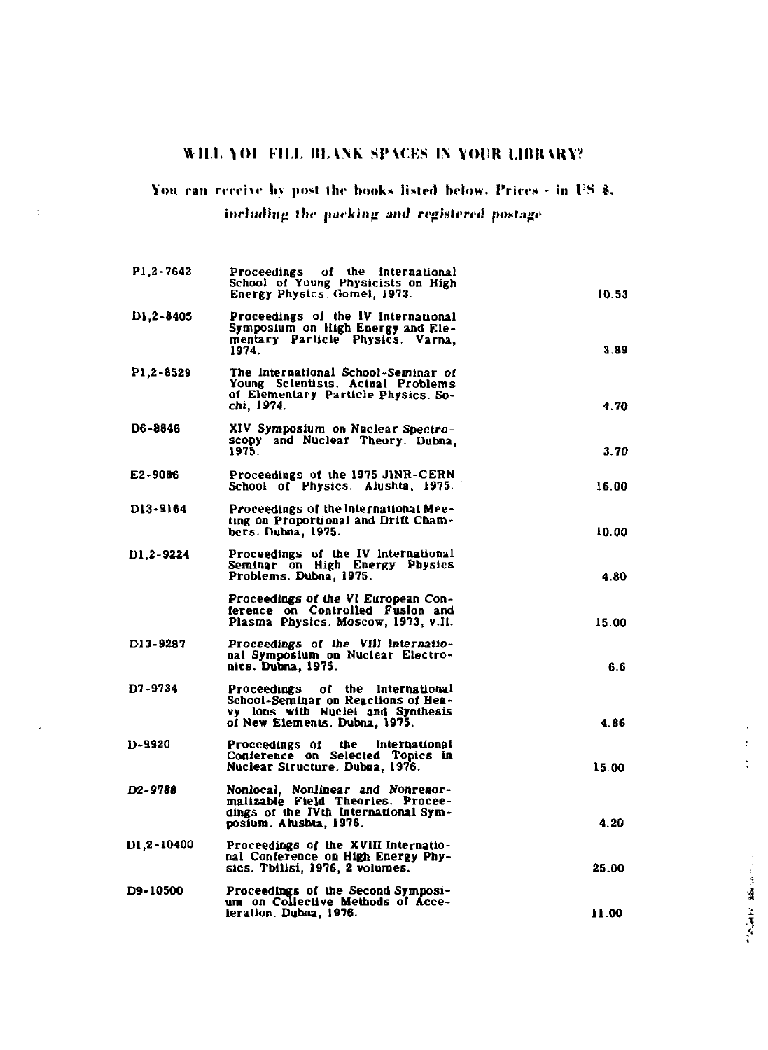## WILL YOU FILL BLANK SPACES IN YOUR LIBRARY?

You can receive by post the books listed below. Prices - in US $,

*including the packing and registered postage*

| | | |
|---|---|---|
| P1,2-7642 | Proceedings of the International School of Young Physicists on High Energy Physics. Gomel, 1973. | 10.53 |
| D1,2-8405 | Proceedings of the IV International Symposium on High Energy and Elementary Particle Physics. Varna, 1974. | 3.89 |
| P1,2-8529 | The International School-Seminar of Young Scientists. Actual Problems of Elementary Particle Physics. Sochi, 1974. | 4.70 |
| D6-8846 | XIV Symposium on Nuclear Spectroscopy and Nuclear Theory. Dubna, 1975. | 3.70 |
| E2-9086 | Proceedings of the 1975 JINR-CERN School of Physics. Alushta, 1975. | 16.00 |
| D13-9164 | Proceedings of the International Meeting on Proportional and Drift Chambers. Dubna, 1975. | 10.00 |
| D1,2-9224 | Proceedings of the IV International Seminar on High Energy Physics Problems. Dubna, 1975. | 4.80 |
| | Proceedings of the VI European Conference on Controlled Fusion and Plasma Physics. Moscow, 1973, v.II. | 15.00 |
| D13-9287 | Proceedings of the VIII International Symposium on Nuclear Electronics. Dubna, 1975. | 6.6 |
| D7-9734 | Proceedings of the International School-Seminar on Reactions of Heavy Ions with Nuclei and Synthesis of New Elements. Dubna, 1975. | 4.86 |
| D-9920 | Proceedings of the International Conference on Selected Topics in Nuclear Structure. Dubna, 1976. | 15.00 |
| D2-9788 | Nonlocal, Nonlinear and Nonrenormalizable Field Theories. Proceedings of the IVth International Symposium. Alushta, 1976. | 4.20 |
| D1,2-10400 | Proceedings of the XVIII International Conference on High Energy Physics. Tbilisi, 1976, 2 volumes. | 25.00 |
| D9-10500 | Proceedings of the Second Symposium on Collective Methods of Acceleration. Dubna, 1976. | 11.00 |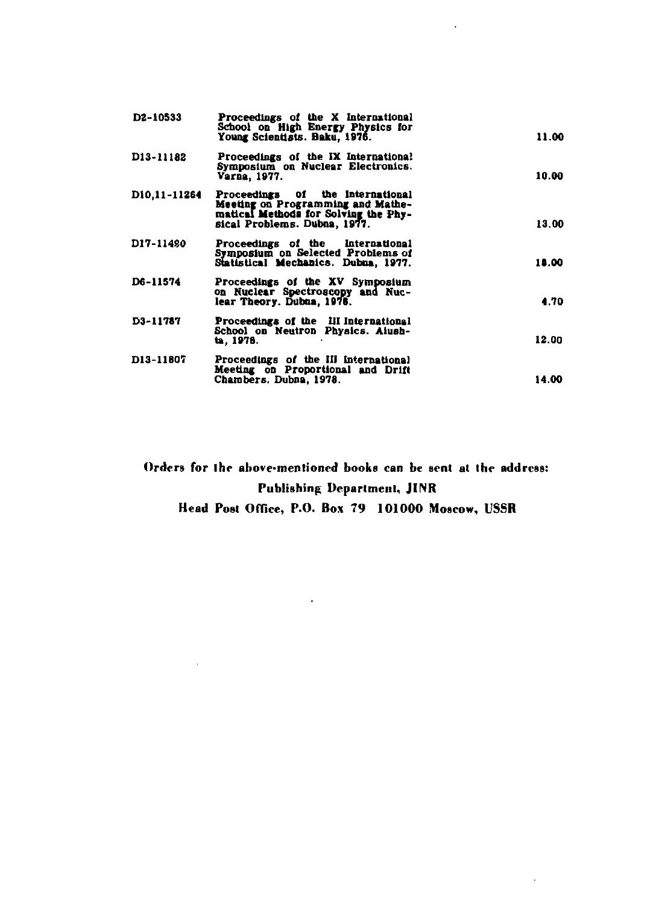| | | |
|---|---|---|
| D2-10533 | Proceedings of the X International School on High Energy Physics for Young Scientists. Baku, 1976. | 11.00 |
| D13-11182 | Proceedings of the IX International Symposium on Nuclear Electronics. Varna, 1977. | 10.00 |
| D10,11-11264 | Proceedings of the International Meeting on Programming and Mathematical Methods for Solving the Physical Problems. Dubna, 1977. | 13.00 |
| D17-11490 | Proceedings of the International Symposium on Selected Problems of Statistical Mechanics. Dubna, 1977. | 18.00 |
| D6-11574 | Proceedings of the XV Symposium on Nuclear Spectroscopy and Nuclear Theory. Dubna, 1978. | 4.70 |
| D3-11787 | Proceedings of the III International School on Neutron Physics. Alushta, 1978. | 12.00 |
| D13-11807 | Proceedings of the III International Meeting on Proportional and Drift Chambers. Dubna, 1978. | 14.00 |

**Orders for the above-mentioned books can be sent at the address:**

**Publishing Department, JINR**

**Head Post Office, P.O. Box 79 101000 Moscow, USSR**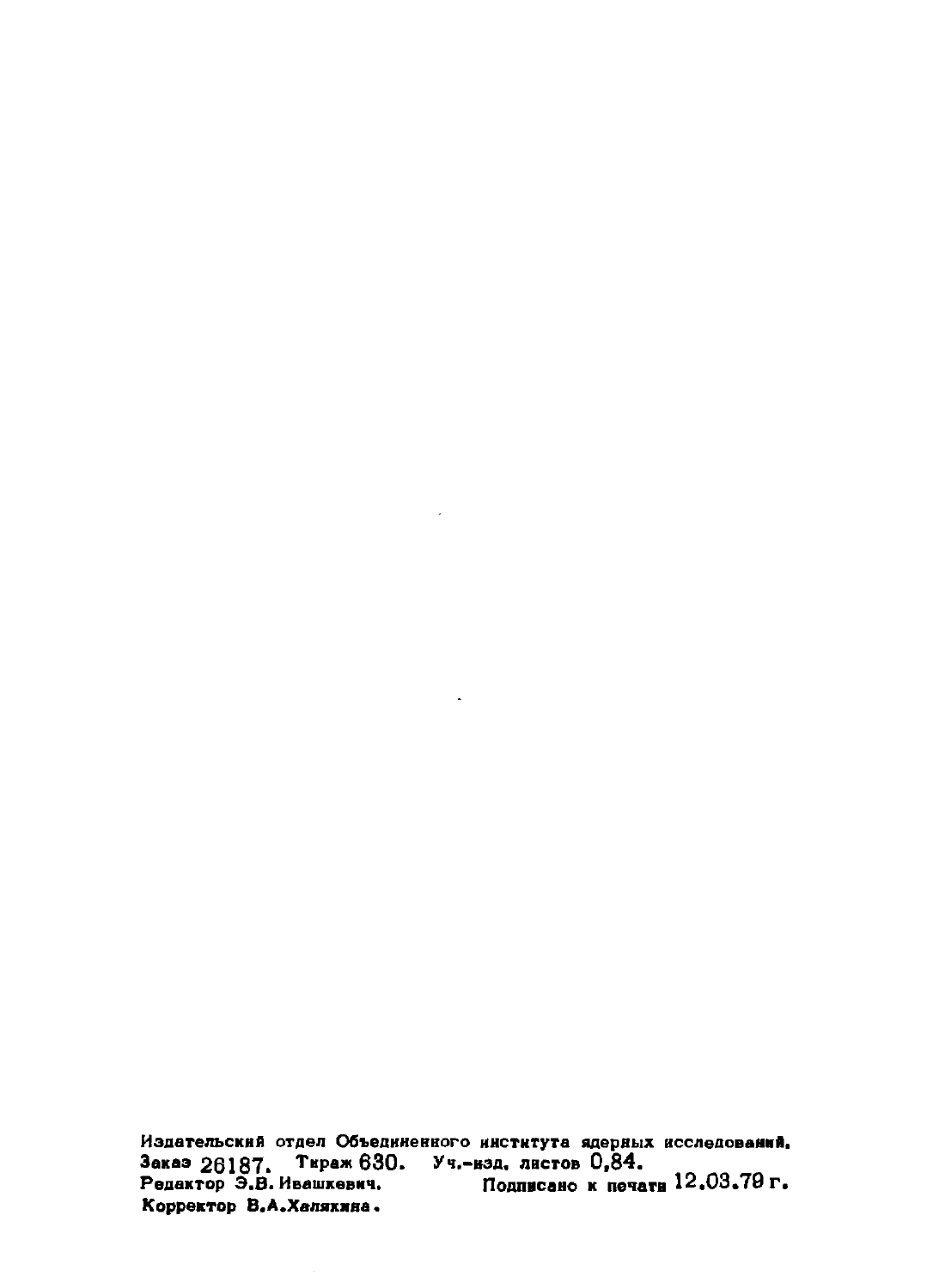Издательский отдел Объединенного института ядерных исследований.
Заказ 26187. Тираж 630. Уч.-изд. листов 0,84.
Редактор Э.В. Ивашкевич. Подписано к печати 12.03.79 г.
Корректор В.А. Халякина.